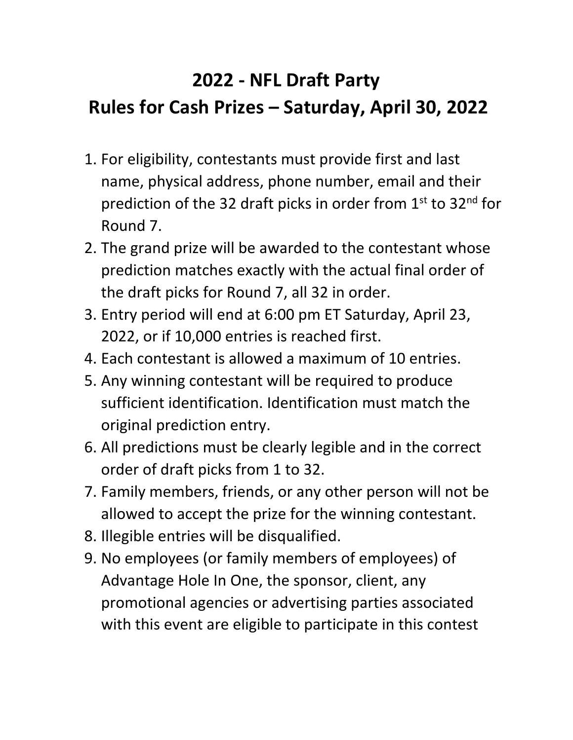# 2022 - NFL Draft Party

## Rules for Cash Prizes – Saturday, April 30, 2022

1. For eligibility, contestants must provide first and last name, physical address, phone number, email and their prediction of the 32 draft picks in order from 1st to 32nd for Round 7.
2. The grand prize will be awarded to the contestant whose prediction matches exactly with the actual final order of the draft picks for Round 7, all 32 in order.
3. Entry period will end at 6:00 pm ET Saturday, April 23, 2022, or if 10,000 entries is reached first.
4. Each contestant is allowed a maximum of 10 entries.
5. Any winning contestant will be required to produce sufficient identification. Identification must match the original prediction entry.
6. All predictions must be clearly legible and in the correct order of draft picks from 1 to 32.
7. Family members, friends, or any other person will not be allowed to accept the prize for the winning contestant.
8. Illegible entries will be disqualified.
9. No employees (or family members of employees) of Advantage Hole In One, the sponsor, client, any promotional agencies or advertising parties associated with this event are eligible to participate in this contest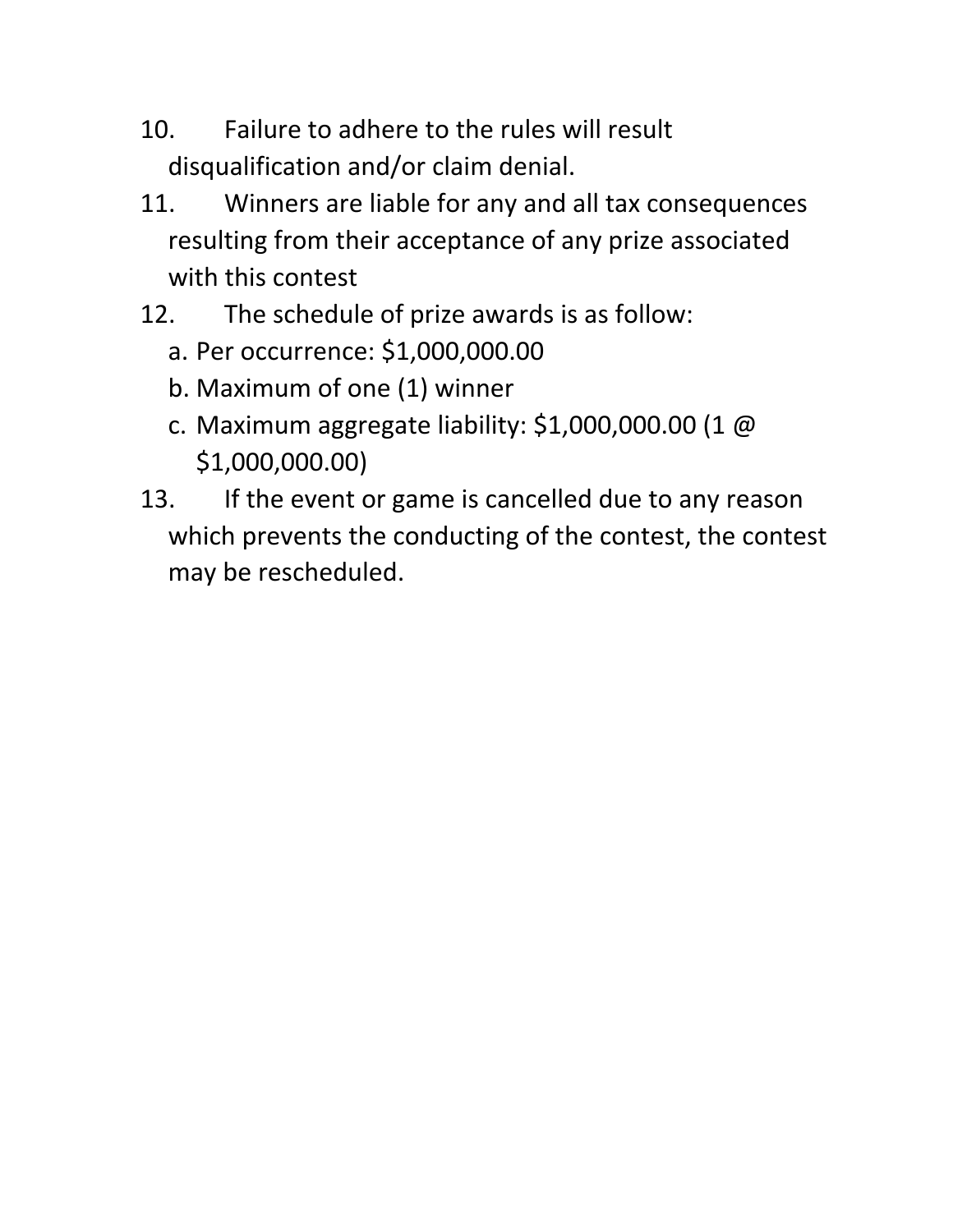10. Failure to adhere to the rules will result disqualification and/or claim denial.
11. Winners are liable for any and all tax consequences resulting from their acceptance of any prize associated with this contest
12. The schedule of prize awards is as follow:
    a. Per occurrence: $1,000,000.00
    b. Maximum of one (1) winner
    c. Maximum aggregate liability: $1,000,000.00 (1 @ $1,000,000.00)
13. If the event or game is cancelled due to any reason which prevents the conducting of the contest, the contest may be rescheduled.